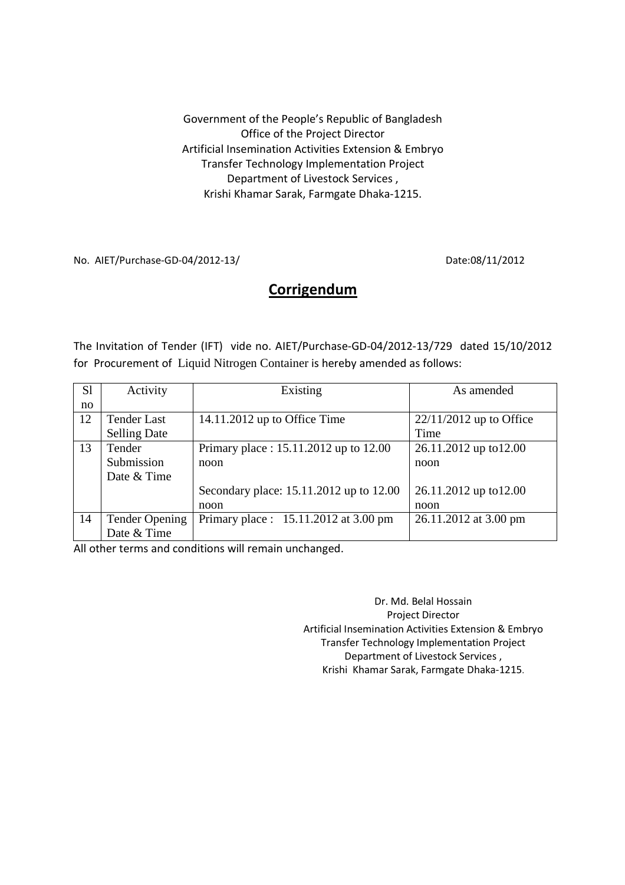Government of the People's Republic of Bangladesh
Office of the Project Director
Artificial Insemination Activities Extension & Embryo
Transfer Technology Implementation Project
Department of Livestock Services ,
Krishi Khamar Sarak, Farmgate Dhaka-1215.

No. AIET/Purchase-GD-04/2012-13/ Date:08/11/2012

# Corrigendum

The Invitation of Tender (IFT) vide no. AIET/Purchase-GD-04/2012-13/729 dated 15/10/2012 for Procurement of Liquid Nitrogen Container is hereby amended as follows:

| Sl no | Activity | Existing | As amended |
|---|---|---|---|
| 12 | Tender Last Selling Date | 14.11.2012 up to Office Time | 22/11/2012 up to Office Time |
| 13 | Tender Submission Date & Time | Primary place : 15.11.2012 up to 12.00 noon | 26.11.2012 up to12.00 noon |
| | | Secondary place: 15.11.2012 up to 12.00 noon | 26.11.2012 up to12.00 noon |
| 14 | Tender Opening Date & Time | Primary place : 15.11.2012 at 3.00 pm | 26.11.2012 at 3.00 pm |

All other terms and conditions will remain unchanged.

Dr. Md. Belal Hossain
Project Director
Artificial Insemination Activities Extension & Embryo
Transfer Technology Implementation Project
Department of Livestock Services ,
Krishi Khamar Sarak, Farmgate Dhaka-1215.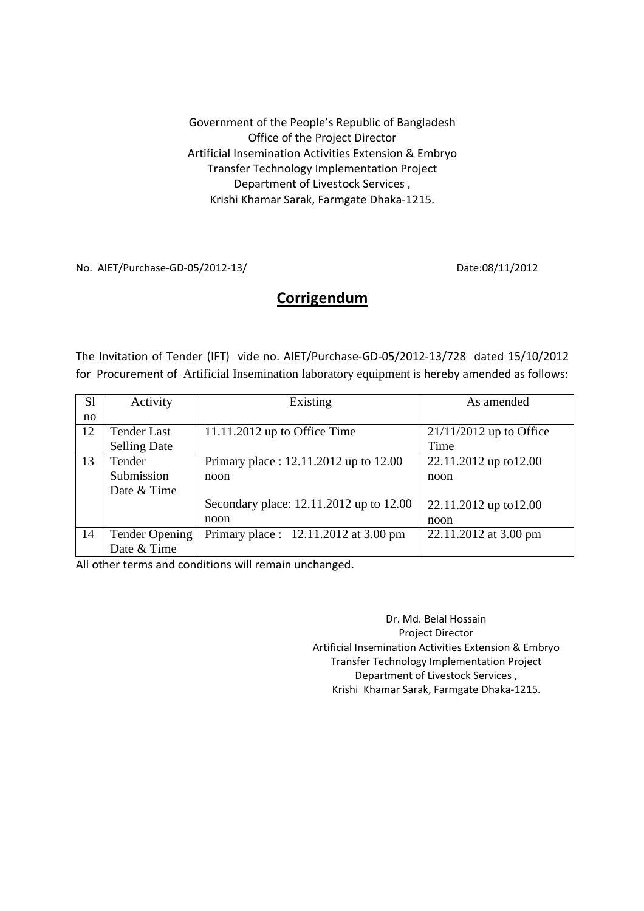Government of the People's Republic of Bangladesh
Office of the Project Director
Artificial Insemination Activities Extension & Embryo
Transfer Technology Implementation Project
Department of Livestock Services ,
Krishi Khamar Sarak, Farmgate Dhaka-1215.

No. AIET/Purchase-GD-05/2012-13/ Date:08/11/2012

## Corrigendum

The Invitation of Tender (IFT) vide no. AIET/Purchase-GD-05/2012-13/728 dated 15/10/2012 for Procurement of Artificial Insemination laboratory equipment is hereby amended as follows:

| Sl no | Activity | Existing | As amended |
|---|---|---|---|
| 12 | Tender Last Selling Date | 11.11.2012 up to Office Time | 21/11/2012 up to Office Time |
| 13 | Tender Submission Date & Time | Primary place : 12.11.2012 up to 12.00 noon | 22.11.2012 up to12.00 noon |
| | | Secondary place: 12.11.2012 up to 12.00 noon | 22.11.2012 up to12.00 noon |
| 14 | Tender Opening Date & Time | Primary place : 12.11.2012 at 3.00 pm | 22.11.2012 at 3.00 pm |

All other terms and conditions will remain unchanged.

Dr. Md. Belal Hossain
Project Director
Artificial Insemination Activities Extension & Embryo
Transfer Technology Implementation Project
Department of Livestock Services ,
Krishi Khamar Sarak, Farmgate Dhaka-1215.